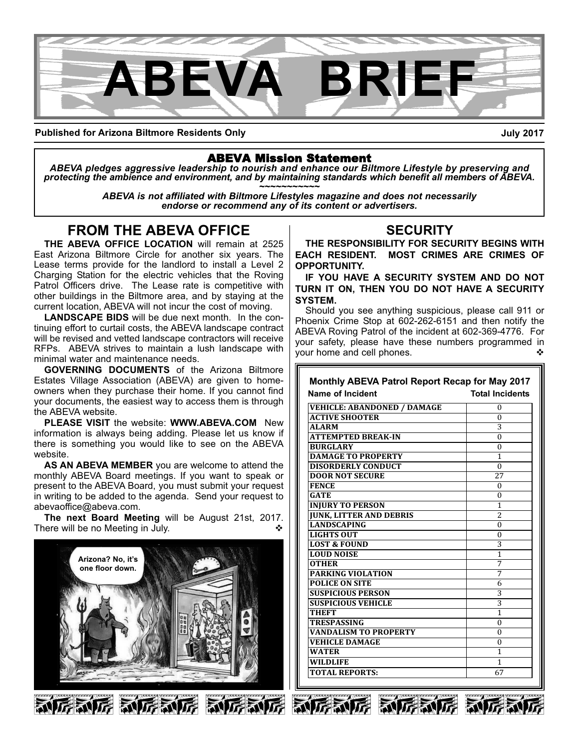# ABEVA BRIEF

**Published for Arizona Biltmore Residents Only** **July 2017**

### ABEVA Mission Statement

***ABEVA pledges aggressive leadership to nourish and enhance our Biltmore Lifestyle by preserving and protecting the ambience and environment, and by maintaining standards which benefit all members of ABEVA.***

~~~~~~~~~~~~

***ABEVA is not affiliated with Biltmore Lifestyles magazine and does not necessarily endorse or recommend any of its content or advertisers.***

## FROM THE ABEVA OFFICE

**THE ABEVA OFFICE LOCATION** will remain at 2525 East Arizona Biltmore Circle for another six years. The Lease terms provide for the landlord to install a Level 2 Charging Station for the electric vehicles that the Roving Patrol Officers drive. The Lease rate is competitive with other buildings in the Biltmore area, and by staying at the current location, ABEVA will not incur the cost of moving.

**LANDSCAPE BIDS** will be due next month. In the continuing effort to curtail costs, the ABEVA landscape contract will be revised and vetted landscape contractors will receive RFPs. ABEVA strives to maintain a lush landscape with minimal water and maintenance needs.

**GOVERNING DOCUMENTS** of the Arizona Biltmore Estates Village Association (ABEVA) are given to homeowners when they purchase their home. If you cannot find your documents, the easiest way to access them is through the ABEVA website.

**PLEASE VISIT** the website: **WWW.ABEVA.COM** New information is always being adding. Please let us know if there is something you would like to see on the ABEVA website.

**AS AN ABEVA MEMBER** you are welcome to attend the monthly ABEVA Board meetings. If you want to speak or present to the ABEVA Board, you must submit your request in writing to be added to the agenda. Send your request to abevaoffice@abeva.com.

**The next Board Meeting** will be August 21st, 2017. There will be no Meeting in July. ❖

## SECURITY

**THE RESPONSIBILITY FOR SECURITY BEGINS WITH EACH RESIDENT. MOST CRIMES ARE CRIMES OF OPPORTUNITY.**

**IF YOU HAVE A SECURITY SYSTEM AND DO NOT TURN IT ON, THEN YOU DO NOT HAVE A SECURITY SYSTEM.**

Should you see anything suspicious, please call 911 or Phoenix Crime Stop at 602-262-6151 and then notify the ABEVA Roving Patrol of the incident at 602-369-4776. For your safety, please have these numbers programmed in your home and cell phones. ❖

**Monthly ABEVA Patrol Report Recap for May 2017**

| Name of Incident | Total Incidents |
|---|---|
| VEHICLE: ABANDONED / DAMAGE | 0 |
| ACTIVE SHOOTER | 0 |
| ALARM | 3 |
| ATTEMPTED BREAK-IN | 0 |
| BURGLARY | 0 |
| DAMAGE TO PROPERTY | 1 |
| DISORDERLY CONDUCT | 0 |
| DOOR NOT SECURE | 27 |
| FENCE | 0 |
| GATE | 0 |
| INJURY TO PERSON | 1 |
| JUNK, LITTER AND DEBRIS | 2 |
| LANDSCAPING | 0 |
| LIGHTS OUT | 0 |
| LOST & FOUND | 3 |
| LOUD NOISE | 1 |
| OTHER | 7 |
| PARKING VIOLATION | 7 |
| POLICE ON SITE | 6 |
| SUSPICIOUS PERSON | 3 |
| SUSPICIOUS VEHICLE | 3 |
| THEFT | 1 |
| TRESPASSING | 0 |
| VANDALISM TO PROPERTY | 0 |
| VEHICLE DAMAGE | 0 |
| WATER | 1 |
| WILDLIFE | 1 |
| TOTAL REPORTS: | 67 |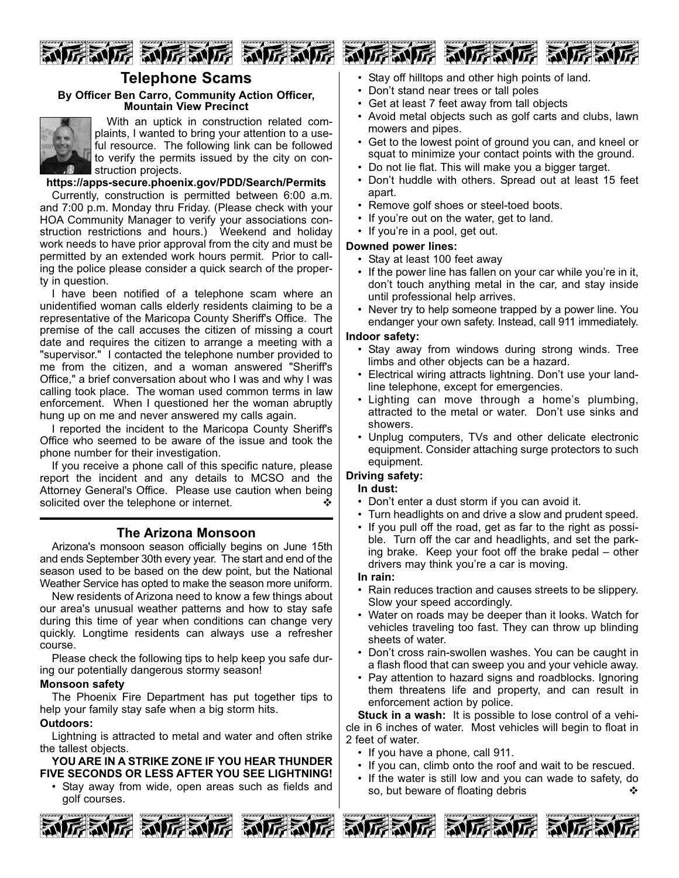## Telephone Scams

**By Officer Ben Carro, Community Action Officer, Mountain View Precinct**

With an uptick in construction related complaints, I wanted to bring your attention to a useful resource. The following link can be followed to verify the permits issued by the city on construction projects.

**https://apps-secure.phoenix.gov/PDD/Search/Permits**

Currently, construction is permitted between 6:00 a.m. and 7:00 p.m. Monday thru Friday. (Please check with your HOA Community Manager to verify your associations construction restrictions and hours.) Weekend and holiday work needs to have prior approval from the city and must be permitted by an extended work hours permit. Prior to calling the police please consider a quick search of the property in question.

I have been notified of a telephone scam where an unidentified woman calls elderly residents claiming to be a representative of the Maricopa County Sheriff's Office. The premise of the call accuses the citizen of missing a court date and requires the citizen to arrange a meeting with a "supervisor." I contacted the telephone number provided to me from the citizen, and a woman answered "Sheriff's Office," a brief conversation about who I was and why I was calling took place. The woman used common terms in law enforcement. When I questioned her the woman abruptly hung up on me and never answered my calls again.

I reported the incident to the Maricopa County Sheriff's Office who seemed to be aware of the issue and took the phone number for their investigation.

If you receive a phone call of this specific nature, please report the incident and any details to MCSO and the Attorney General's Office. Please use caution when being solicited over the telephone or internet. ❖

## The Arizona Monsoon

Arizona's monsoon season officially begins on June 15th and ends September 30th every year. The start and end of the season used to be based on the dew point, but the National Weather Service has opted to make the season more uniform.

New residents of Arizona need to know a few things about our area's unusual weather patterns and how to stay safe during this time of year when conditions can change very quickly. Longtime residents can always use a refresher course.

Please check the following tips to help keep you safe during our potentially dangerous stormy season!

**Monsoon safety**

The Phoenix Fire Department has put together tips to help your family stay safe when a big storm hits.

**Outdoors:**

Lightning is attracted to metal and water and often strike the tallest objects.

**YOU ARE IN A STRIKE ZONE IF YOU HEAR THUNDER FIVE SECONDS OR LESS AFTER YOU SEE LIGHTNING!**

- Stay away from wide, open areas such as fields and golf courses.
- Stay off hilltops and other high points of land.
- Don't stand near trees or tall poles
- Get at least 7 feet away from tall objects
- Avoid metal objects such as golf carts and clubs, lawn mowers and pipes.
- Get to the lowest point of ground you can, and kneel or squat to minimize your contact points with the ground.
- Do not lie flat. This will make you a bigger target.
- Don't huddle with others. Spread out at least 15 feet apart.
- Remove golf shoes or steel-toed boots.
- If you're out on the water, get to land.
- If you're in a pool, get out.

**Downed power lines:**

- Stay at least 100 feet away
- If the power line has fallen on your car while you're in it, don't touch anything metal in the car, and stay inside until professional help arrives.
- Never try to help someone trapped by a power line. You endanger your own safety. Instead, call 911 immediately.

**Indoor safety:**

- Stay away from windows during strong winds. Tree limbs and other objects can be a hazard.
- Electrical wiring attracts lightning. Don't use your landline telephone, except for emergencies.
- Lighting can move through a home's plumbing, attracted to the metal or water. Don't use sinks and showers.
- Unplug computers, TVs and other delicate electronic equipment. Consider attaching surge protectors to such equipment.

**Driving safety:**

**In dust:**

- Don't enter a dust storm if you can avoid it.
- Turn headlights on and drive a slow and prudent speed.
- If you pull off the road, get as far to the right as possible. Turn off the car and headlights, and set the parking brake. Keep your foot off the brake pedal – other drivers may think you're a car is moving.

**In rain:**

- Rain reduces traction and causes streets to be slippery. Slow your speed accordingly.
- Water on roads may be deeper than it looks. Watch for vehicles traveling too fast. They can throw up blinding sheets of water.
- Don't cross rain-swollen washes. You can be caught in a flash flood that can sweep you and your vehicle away.
- Pay attention to hazard signs and roadblocks. Ignoring them threatens life and property, and can result in enforcement action by police.

**Stuck in a wash:** It is possible to lose control of a vehicle in 6 inches of water. Most vehicles will begin to float in 2 feet of water.

- If you have a phone, call 911.
- If you can, climb onto the roof and wait to be rescued.
- If the water is still low and you can wade to safety, do so, but beware of floating debris ❖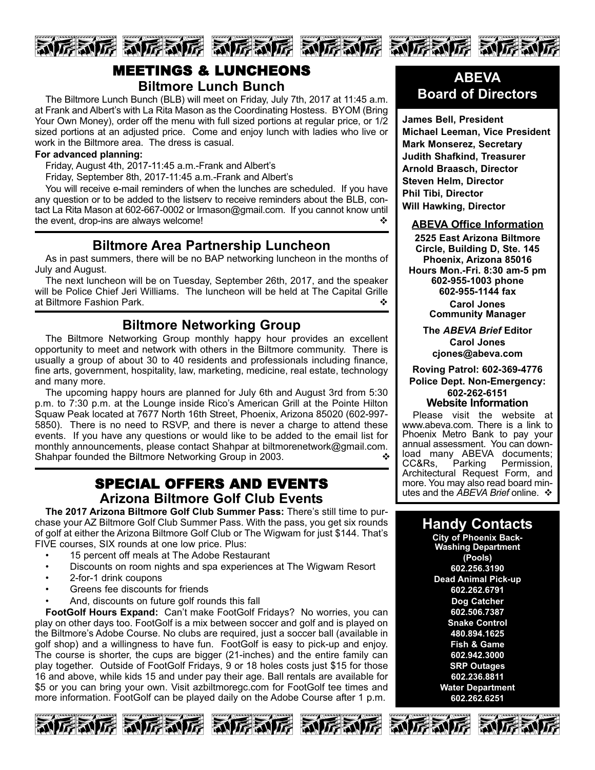# MEETINGS & LUNCHEONS

## Biltmore Lunch Bunch

The Biltmore Lunch Bunch (BLB) will meet on Friday, July 7th, 2017 at 11:45 a.m. at Frank and Albert's with La Rita Mason as the Coordinating Hostess. BYOM (Bring Your Own Money), order off the menu with full sized portions at regular price, or 1/2 sized portions at an adjusted price. Come and enjoy lunch with ladies who live or work in the Biltmore area. The dress is casual.

**For advanced planning:**

Friday, August 4th, 2017-11:45 a.m.-Frank and Albert's

Friday, September 8th, 2017-11:45 a.m.-Frank and Albert's

You will receive e-mail reminders of when the lunches are scheduled. If you have any question or to be added to the listserv to receive reminders about the BLB, contact La Rita Mason at 602-667-0002 or lrmason@gmail.com. If you cannot know until the event, drop-ins are always welcome! ❖

## Biltmore Area Partnership Luncheon

As in past summers, there will be no BAP networking luncheon in the months of July and August.

The next luncheon will be on Tuesday, September 26th, 2017, and the speaker will be Police Chief Jeri Williams. The luncheon will be held at The Capital Grille at Biltmore Fashion Park. ❖

## Biltmore Networking Group

The Biltmore Networking Group monthly happy hour provides an excellent opportunity to meet and network with others in the Biltmore community. There is usually a group of about 30 to 40 residents and professionals including finance, fine arts, government, hospitality, law, marketing, medicine, real estate, technology and many more.

The upcoming happy hours are planned for July 6th and August 3rd from 5:30 p.m. to 7:30 p.m. at the Lounge inside Rico's American Grill at the Pointe Hilton Squaw Peak located at 7677 North 16th Street, Phoenix, Arizona 85020 (602-997-5850). There is no need to RSVP, and there is never a charge to attend these events. If you have any questions or would like to be added to the email list for monthly announcements, please contact Shahpar at biltmorenetwork@gmail.com. Shahpar founded the Biltmore Networking Group in 2003. ❖

# SPECIAL OFFERS AND EVENTS

## Arizona Biltmore Golf Club Events

**The 2017 Arizona Biltmore Golf Club Summer Pass:** There's still time to purchase your AZ Biltmore Golf Club Summer Pass. With the pass, you get six rounds of golf at either the Arizona Biltmore Golf Club or The Wigwam for just $144. That's FIVE courses, SIX rounds at one low price. Plus:

- 15 percent off meals at The Adobe Restaurant
- Discounts on room nights and spa experiences at The Wigwam Resort
- 2-for-1 drink coupons
- Greens fee discounts for friends
- And, discounts on future golf rounds this fall

**FootGolf Hours Expand:** Can't make FootGolf Fridays? No worries, you can play on other days too. FootGolf is a mix between soccer and golf and is played on the Biltmore's Adobe Course. No clubs are required, just a soccer ball (available in golf shop) and a willingness to have fun. FootGolf is easy to pick-up and enjoy. The course is shorter, the cups are bigger (21-inches) and the entire family can play together. Outside of FootGolf Fridays, 9 or 18 holes costs just $15 for those 16 and above, while kids 15 and under pay their age. Ball rentals are available for $5 or you can bring your own. Visit azbiltmoregc.com for FootGolf tee times and more information. FootGolf can be played daily on the Adobe Course after 1 p.m.

## ABEVA Board of Directors

**James Bell, President**
**Michael Leeman, Vice President**
**Mark Monserez, Secretary**
**Judith Shafkind, Treasurer**
**Arnold Braasch, Director**
**Steven Helm, Director**
**Phil Tibi, Director**
**Will Hawking, Director**

### ABEVA Office Information

**2525 East Arizona Biltmore Circle, Building D, Ste. 145**
**Phoenix, Arizona 85016**
**Hours Mon.-Fri. 8:30 am-5 pm**
**602-955-1003 phone**
**602-955-1144 fax**

**Carol Jones**
**Community Manager**

**The *ABEVA Brief* Editor**
**Carol Jones**
**cjones@abeva.com**

**Roving Patrol: 602-369-4776**
**Police Dept. Non-Emergency: 602-262-6151**

### Website Information

Please visit the website at www.abeva.com. There is a link to Phoenix Metro Bank to pay your annual assessment. You can download many ABEVA documents; CC&Rs, Parking Permission, Architectural Request Form, and more. You may also read board minutes and the *ABEVA Brief* online. ❖

## Handy Contacts

**City of Phoenix Back-Washing Department (Pools)**
**602.256.3190**
**Dead Animal Pick-up**
**602.262.6791**
**Dog Catcher**
**602.506.7387**
**Snake Control**
**480.894.1625**
**Fish & Game**
**602.942.3000**
**SRP Outages**
**602.236.8811**
**Water Department**
**602.262.6251**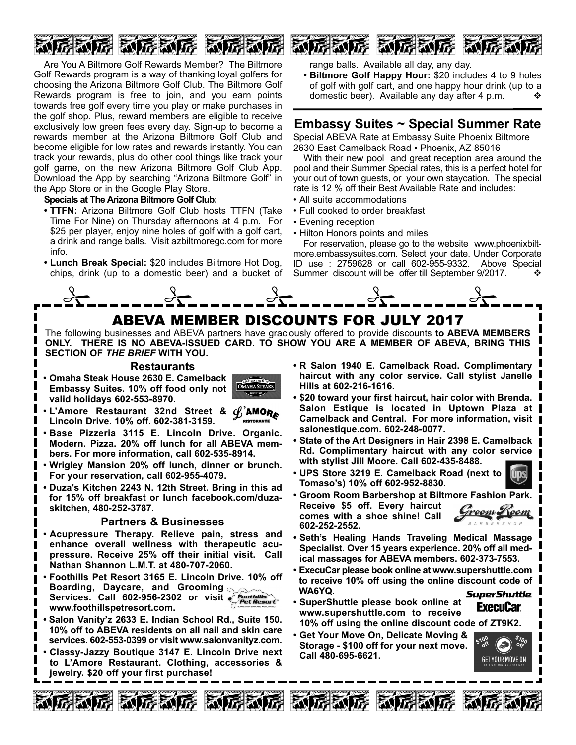Are You A Biltmore Golf Rewards Member? The Biltmore Golf Rewards program is a way of thanking loyal golfers for choosing the Arizona Biltmore Golf Club. The Biltmore Golf Rewards program is free to join, and you earn points towards free golf every time you play or make purchases in the golf shop. Plus, reward members are eligible to receive exclusively low green fees every day. Sign-up to become a rewards member at the Arizona Biltmore Golf Club and become eligible for low rates and rewards instantly. You can track your rewards, plus do other cool things like track your golf game, on the new Arizona Biltmore Golf Club App. Download the App by searching "Arizona Biltmore Golf" in the App Store or in the Google Play Store.

**Specials at The Arizona Biltmore Golf Club:**

- **TTFN:** Arizona Biltmore Golf Club hosts TTFN (Take Time For Nine) on Thursday afternoons at 4 p.m. For $25 per player, enjoy nine holes of golf with a golf cart, a drink and range balls. Visit azbiltmoregc.com for more info.
- **Lunch Break Special:** $20 includes Biltmore Hot Dog, chips, drink (up to a domestic beer) and a bucket of range balls. Available all day, any day.
- **Biltmore Golf Happy Hour:** $20 includes 4 to 9 holes of golf with golf cart, and one happy hour drink (up to a domestic beer). Available any day after 4 p.m. ❖

## Embassy Suites ~ Special Summer Rate

Special ABEVA Rate at Embassy Suite Phoenix Biltmore
2630 East Camelback Road • Phoenix, AZ 85016

With their new pool and great reception area around the pool and their Summer Special rates, this is a perfect hotel for your out of town guests, or your own staycation. The special rate is 12 % off their Best Available Rate and includes:

- All suite accommodations
- Full cooked to order breakfast
- Evening reception
- Hilton Honors points and miles

For reservation, please go to the website www.phoenixbiltmore.embassysuites.com. Select your date. Under Corporate ID use : 2759628 or call 602-955-9332. Above Special Summer discount will be offer till September 9/2017. ❖

## ABEVA MEMBER DISCOUNTS FOR JULY 2017

The following businesses and ABEVA partners have graciously offered to provide discounts **to ABEVA MEMBERS ONLY. THERE IS NO ABEVA-ISSUED CARD. TO SHOW YOU ARE A MEMBER OF ABEVA, BRING THIS SECTION OF *THE BRIEF* WITH YOU.**

### Restaurants

- **Omaha Steak House 2630 E. Camelback Embassy Suites. 10% off food only not valid holidays 602-553-8970.**
- **L'Amore Restaurant 32nd Street & Lincoln Drive. 10% off. 602-381-3159.**
- **Base Pizzeria 3115 E. Lincoln Drive. Organic. Modern. Pizza. 20% off lunch for all ABEVA members. For more information, call 602-535-8914.**
- **Wrigley Mansion 20% off lunch, dinner or brunch. For your reservation, call 602-955-4079.**
- **Duza's Kitchen 2243 N. 12th Street. Bring in this ad for 15% off breakfast or lunch facebook.com/duzaskitchen, 480-252-3787.**

### Partners & Businesses

- **Acupressure Therapy. Relieve pain, stress and enhance overall wellness with therapeutic acupressure. Receive 25% off their initial visit. Call Nathan Shannon L.M.T. at 480-707-2060.**
- **Foothills Pet Resort 3165 E. Lincoln Drive. 10% off Boarding, Daycare, and Grooming Services. Call 602-956-2302 or visit www.foothillspetresort.com.**
- **Salon Vanity'z 2633 E. Indian School Rd., Suite 150. 10% off to ABEVA residents on all nail and skin care services. 602-553-0399 or visit www.salonvanityz.com.**
- **Classy-Jazzy Boutique 3147 E. Lincoln Drive next to L'Amore Restaurant. Clothing, accessories & jewelry. $20 off your first purchase!**
- **R Salon 1940 E. Camelback Road. Complimentary haircut with any color service. Call stylist Janelle Hills at 602-216-1616.**
- **$20 toward your first haircut, hair color with Brenda. Salon Estique is located in Uptown Plaza at Camelback and Central. For more information, visit salonestique.com. 602-248-0077.**
- **State of the Art Designers in Hair 2398 E. Camelback Rd. Complimentary haircut with any color service with stylist Jill Moore. Call 602-435-8488.**
- **UPS Store 3219 E. Camelback Road (next to Tomaso's) 10% off 602-952-8830.**
- **Groom Room Barbershop at Biltmore Fashion Park. Receive $5 off. Every haircut comes with a shoe shine! Call 602-252-2552.**
- **Seth's Healing Hands Traveling Medical Massage Specialist. Over 15 years experience. 20% off all medical massages for ABEVA members. 602-373-7553.**
- **ExecuCar please book online at www.supershuttle.com to receive 10% off using the online discount code of WA6YQ.**
- **SuperShuttle please book online at www.supershuttle.com to receive 10% off using the online discount code of ZT9K2.**
- **Get Your Move On, Delicate Moving & Storage - $100 off for your next move. Call 480-695-6621.**